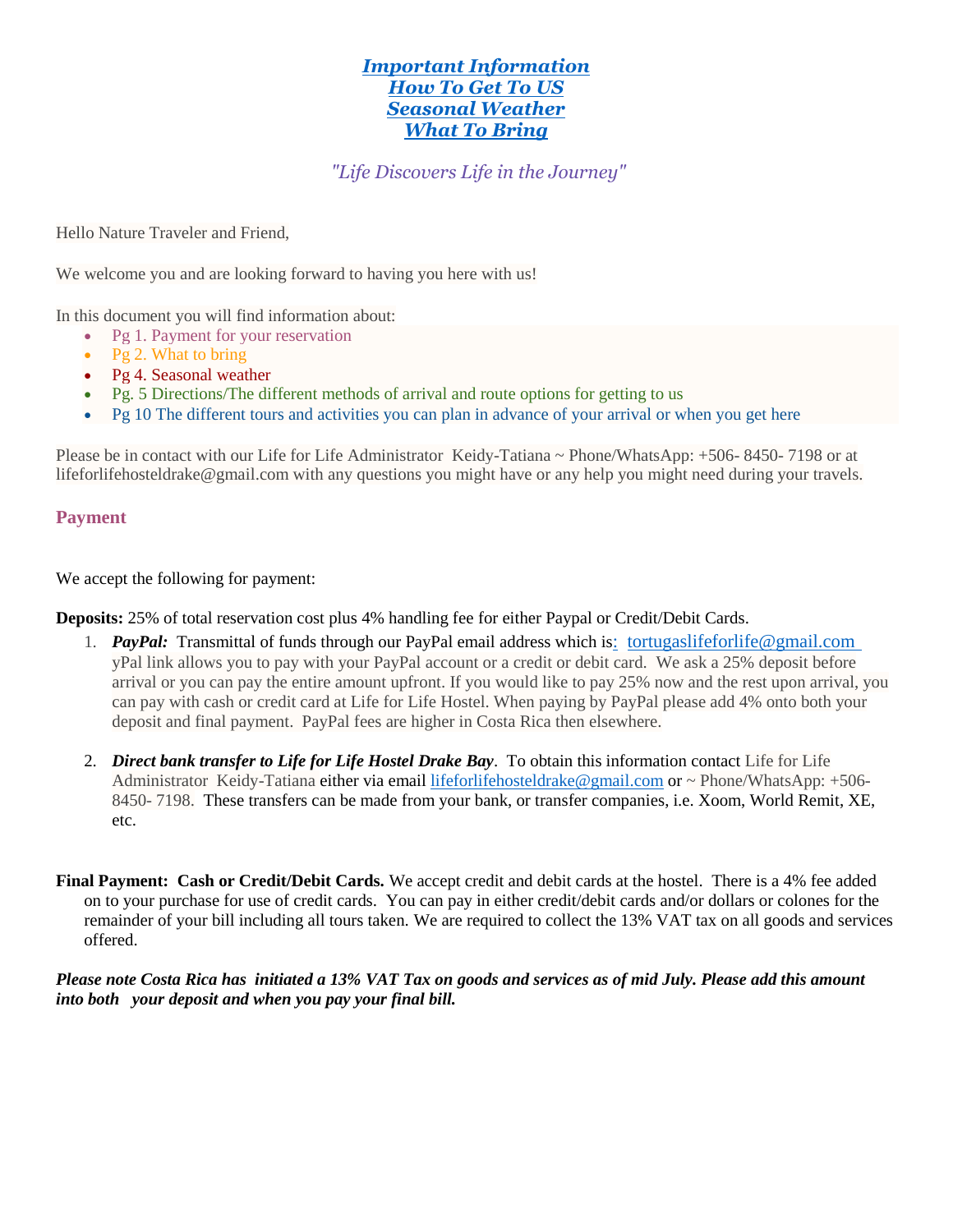# *Important Information*
# *How To Get To US*
# *Seasonal Weather*
# *What To Bring*

*"Life Discovers Life in the Journey"*

Hello Nature Traveler and Friend,

We welcome you and are looking forward to having you here with us!

In this document you will find information about:

- Pg 1. Payment for your reservation
- Pg 2. What to bring
- Pg 4. Seasonal weather
- Pg. 5 Directions/The different methods of arrival and route options for getting to us
- Pg 10 The different tours and activities you can plan in advance of your arrival or when you get here

Please be in contact with our Life for Life Administrator Keidy-Tatiana ~ Phone/WhatsApp: +506- 8450- 7198 or at lifeforlifehosteldrake@gmail.com with any questions you might have or any help you might need during your travels.

## Payment

We accept the following for payment:

**Deposits:** 25% of total reservation cost plus 4% handling fee for either Paypal or Credit/Debit Cards.

1. ***PayPal:*** Transmittal of funds through our PayPal email address which is: tortugaslifeforlife@gmail.com yPal link allows you to pay with your PayPal account or a credit or debit card. We ask a 25% deposit before arrival or you can pay the entire amount upfront. If you would like to pay 25% now and the rest upon arrival, you can pay with cash or credit card at Life for Life Hostel. When paying by PayPal please add 4% onto both your deposit and final payment. PayPal fees are higher in Costa Rica then elsewhere.

2. ***Direct bank transfer to Life for Life Hostel Drake Bay***. To obtain this information contact Life for Life Administrator Keidy-Tatiana either via email lifeforlifehosteldrake@gmail.com or ~ Phone/WhatsApp: +506- 8450- 7198. These transfers can be made from your bank, or transfer companies, i.e. Xoom, World Remit, XE, etc.

**Final Payment: Cash or Credit/Debit Cards.** We accept credit and debit cards at the hostel. There is a 4% fee added on to your purchase for use of credit cards. You can pay in either credit/debit cards and/or dollars or colones for the remainder of your bill including all tours taken. We are required to collect the 13% VAT tax on all goods and services offered.

***Please note Costa Rica has initiated a 13% VAT Tax on goods and services as of mid July. Please add this amount into both your deposit and when you pay your final bill.***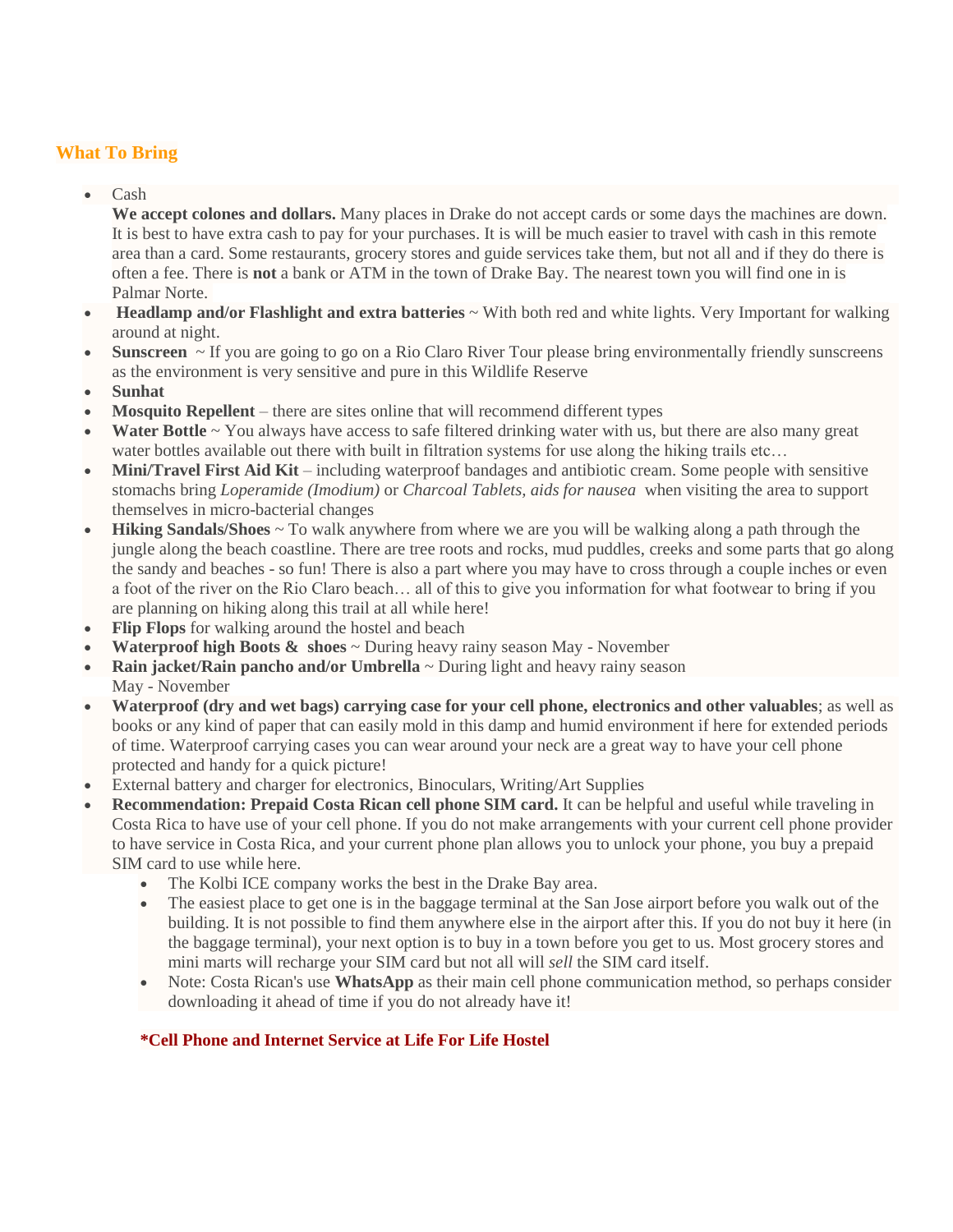## What To Bring

- Cash
  **We accept colones and dollars.** Many places in Drake do not accept cards or some days the machines are down. It is best to have extra cash to pay for your purchases. It is will be much easier to travel with cash in this remote area than a card. Some restaurants, grocery stores and guide services take them, but not all and if they do there is often a fee. There is **not** a bank or ATM in the town of Drake Bay. The nearest town you will find one in is Palmar Norte.
- **Headlamp and/or Flashlight and extra batteries** ~ With both red and white lights. Very Important for walking around at night.
- **Sunscreen** ~ If you are going to go on a Rio Claro River Tour please bring environmentally friendly sunscreens as the environment is very sensitive and pure in this Wildlife Reserve
- **Sunhat**
- **Mosquito Repellent** – there are sites online that will recommend different types
- **Water Bottle** ~ You always have access to safe filtered drinking water with us, but there are also many great water bottles available out there with built in filtration systems for use along the hiking trails etc…
- **Mini/Travel First Aid Kit** – including waterproof bandages and antibiotic cream. Some people with sensitive stomachs bring *Loperamide (Imodium)* or *Charcoal Tablets, aids for nausea* when visiting the area to support themselves in micro-bacterial changes
- **Hiking Sandals/Shoes** ~ To walk anywhere from where we are you will be walking along a path through the jungle along the beach coastline. There are tree roots and rocks, mud puddles, creeks and some parts that go along the sandy and beaches - so fun! There is also a part where you may have to cross through a couple inches or even a foot of the river on the Rio Claro beach… all of this to give you information for what footwear to bring if you are planning on hiking along this trail at all while here!
- **Flip Flops** for walking around the hostel and beach
- **Waterproof high Boots & shoes** ~ During heavy rainy season May - November
- **Rain jacket/Rain pancho and/or Umbrella** ~ During light and heavy rainy season May - November
- **Waterproof (dry and wet bags) carrying case for your cell phone, electronics and other valuables**; as well as books or any kind of paper that can easily mold in this damp and humid environment if here for extended periods of time. Waterproof carrying cases you can wear around your neck are a great way to have your cell phone protected and handy for a quick picture!
- External battery and charger for electronics, Binoculars, Writing/Art Supplies
- **Recommendation: Prepaid Costa Rican cell phone SIM card.** It can be helpful and useful while traveling in Costa Rica to have use of your cell phone. If you do not make arrangements with your current cell phone provider to have service in Costa Rica, and your current phone plan allows you to unlock your phone, you buy a prepaid SIM card to use while here.
  - The Kolbi ICE company works the best in the Drake Bay area.
  - The easiest place to get one is in the baggage terminal at the San Jose airport before you walk out of the building. It is not possible to find them anywhere else in the airport after this. If you do not buy it here (in the baggage terminal), your next option is to buy in a town before you get to us. Most grocery stores and mini marts will recharge your SIM card but not all will *sell* the SIM card itself.
  - Note: Costa Rican's use **WhatsApp** as their main cell phone communication method, so perhaps consider downloading it ahead of time if you do not already have it!

**\*Cell Phone and Internet Service at Life For Life Hostel**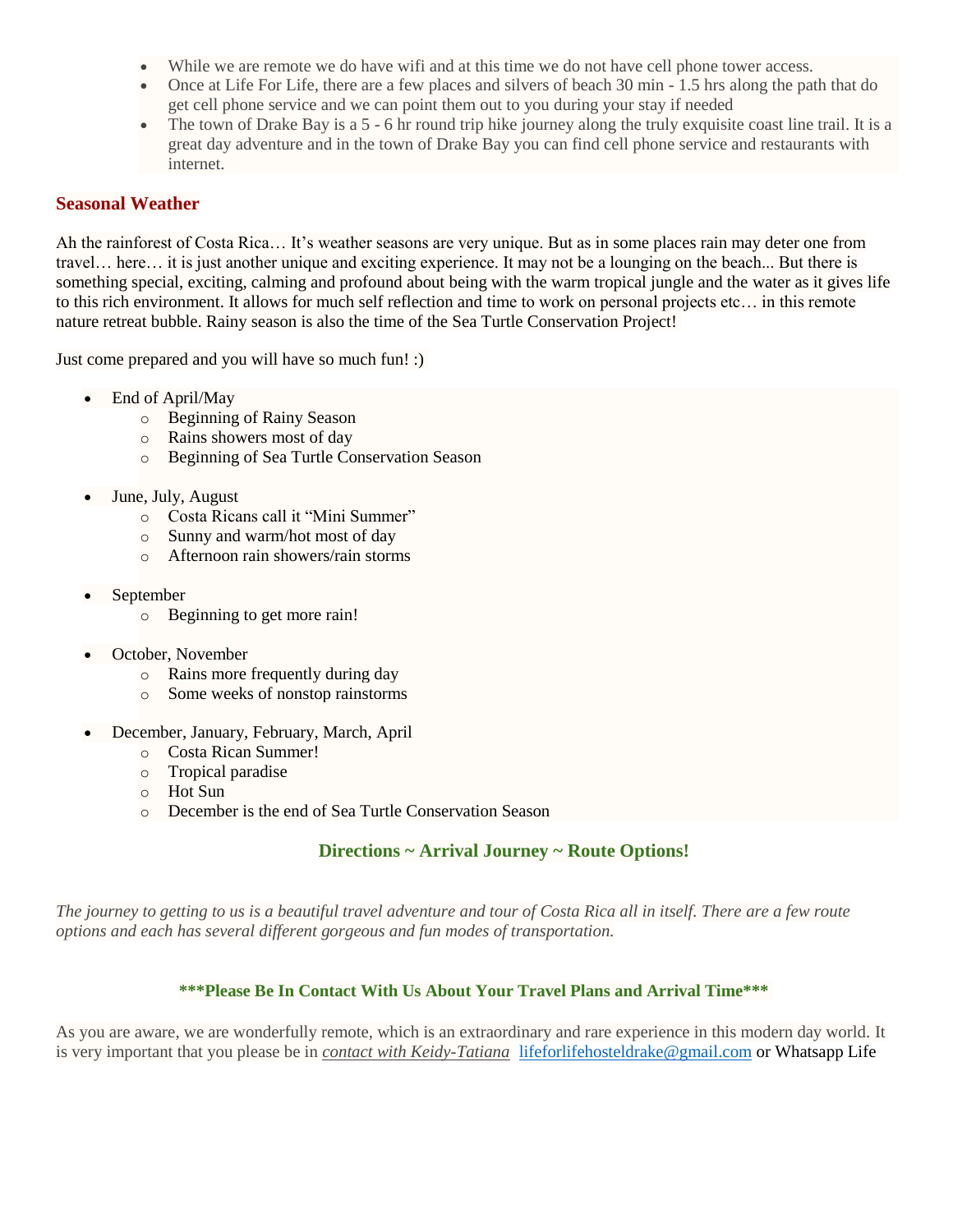- While we are remote we do have wifi and at this time we do not have cell phone tower access.
- Once at Life For Life, there are a few places and silvers of beach 30 min - 1.5 hrs along the path that do get cell phone service and we can point them out to you during your stay if needed
- The town of Drake Bay is a 5 - 6 hr round trip hike journey along the truly exquisite coast line trail. It is a great day adventure and in the town of Drake Bay you can find cell phone service and restaurants with internet.

## Seasonal Weather

Ah the rainforest of Costa Rica… It's weather seasons are very unique. But as in some places rain may deter one from travel… here… it is just another unique and exciting experience. It may not be a lounging on the beach... But there is something special, exciting, calming and profound about being with the warm tropical jungle and the water as it gives life to this rich environment. It allows for much self reflection and time to work on personal projects etc… in this remote nature retreat bubble. Rainy season is also the time of the Sea Turtle Conservation Project!

Just come prepared and you will have so much fun! :)

- End of April/May
  - Beginning of Rainy Season
  - Rains showers most of day
  - Beginning of Sea Turtle Conservation Season
- June, July, August
  - Costa Ricans call it "Mini Summer"
  - Sunny and warm/hot most of day
  - Afternoon rain showers/rain storms
- September
  - Beginning to get more rain!
- October, November
  - Rains more frequently during day
  - Some weeks of nonstop rainstorms
- December, January, February, March, April
  - Costa Rican Summer!
  - Tropical paradise
  - Hot Sun
  - December is the end of Sea Turtle Conservation Season

## Directions ~ Arrival Journey ~ Route Options!

*The journey to getting to us is a beautiful travel adventure and tour of Costa Rica all in itself. There are a few route options and each has several different gorgeous and fun modes of transportation.*

**\*\*\*Please Be In Contact With Us About Your Travel Plans and Arrival Time\*\*\***

As you are aware, we are wonderfully remote, which is an extraordinary and rare experience in this modern day world. It is very important that you please be in *contact with Keidy-Tatiana* lifeforlifehosteldrake@gmail.com or Whatsapp Life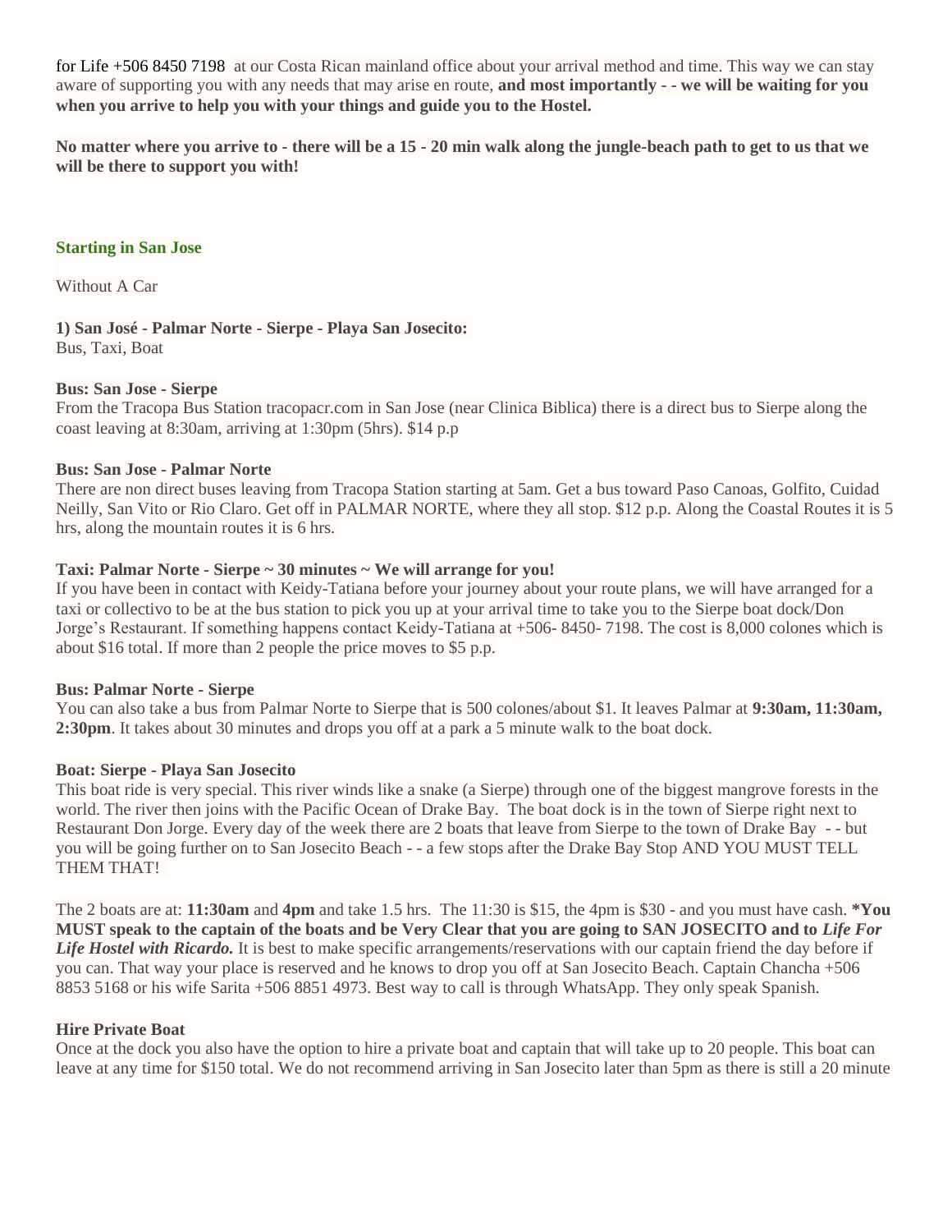for Life +506 8450 7198 at our Costa Rican mainland office about your arrival method and time. This way we can stay aware of supporting you with any needs that may arise en route, **and most importantly - - we will be waiting for you when you arrive to help you with your things and guide you to the Hostel.**

**No matter where you arrive to - there will be a 15 - 20 min walk along the jungle-beach path to get to us that we will be there to support you with!**

### Starting in San Jose

Without A Car

**1) San José - Palmar Norte - Sierpe - Playa San Josecito:**
Bus, Taxi, Boat

**Bus: San Jose - Sierpe**
From the Tracopa Bus Station tracopacr.com in San Jose (near Clinica Biblica) there is a direct bus to Sierpe along the coast leaving at 8:30am, arriving at 1:30pm (5hrs). $14 p.p

**Bus: San Jose - Palmar Norte**
There are non direct buses leaving from Tracopa Station starting at 5am. Get a bus toward Paso Canoas, Golfito, Cuidad Neilly, San Vito or Rio Claro. Get off in PALMAR NORTE, where they all stop. $12 p.p. Along the Coastal Routes it is 5 hrs, along the mountain routes it is 6 hrs.

**Taxi: Palmar Norte - Sierpe ~ 30 minutes ~ We will arrange for you!**
If you have been in contact with Keidy-Tatiana before your journey about your route plans, we will have arranged for a taxi or collectivo to be at the bus station to pick you up at your arrival time to take you to the Sierpe boat dock/Don Jorge's Restaurant. If something happens contact Keidy-Tatiana at +506- 8450- 7198. The cost is 8,000 colones which is about $16 total. If more than 2 people the price moves to $5 p.p.

**Bus: Palmar Norte - Sierpe**
You can also take a bus from Palmar Norte to Sierpe that is 500 colones/about $1. It leaves Palmar at **9:30am, 11:30am, 2:30pm**. It takes about 30 minutes and drops you off at a park a 5 minute walk to the boat dock.

**Boat: Sierpe - Playa San Josecito**
This boat ride is very special. This river winds like a snake (a Sierpe) through one of the biggest mangrove forests in the world. The river then joins with the Pacific Ocean of Drake Bay. The boat dock is in the town of Sierpe right next to Restaurant Don Jorge. Every day of the week there are 2 boats that leave from Sierpe to the town of Drake Bay - - but you will be going further on to San Josecito Beach - - a few stops after the Drake Bay Stop AND YOU MUST TELL THEM THAT!

The 2 boats are at: **11:30am** and **4pm** and take 1.5 hrs. The 11:30 is $15, the 4pm is $30 - and you must have cash. ***You MUST speak to the captain of the boats and be Very Clear that you are going to SAN JOSECITO and to *Life For Life Hostel with Ricardo.*** It is best to make specific arrangements/reservations with our captain friend the day before if you can. That way your place is reserved and he knows to drop you off at San Josecito Beach. Captain Chancha +506 8853 5168 or his wife Sarita +506 8851 4973. Best way to call is through WhatsApp. They only speak Spanish.

**Hire Private Boat**
Once at the dock you also have the option to hire a private boat and captain that will take up to 20 people. This boat can leave at any time for $150 total. We do not recommend arriving in San Josecito later than 5pm as there is still a 20 minute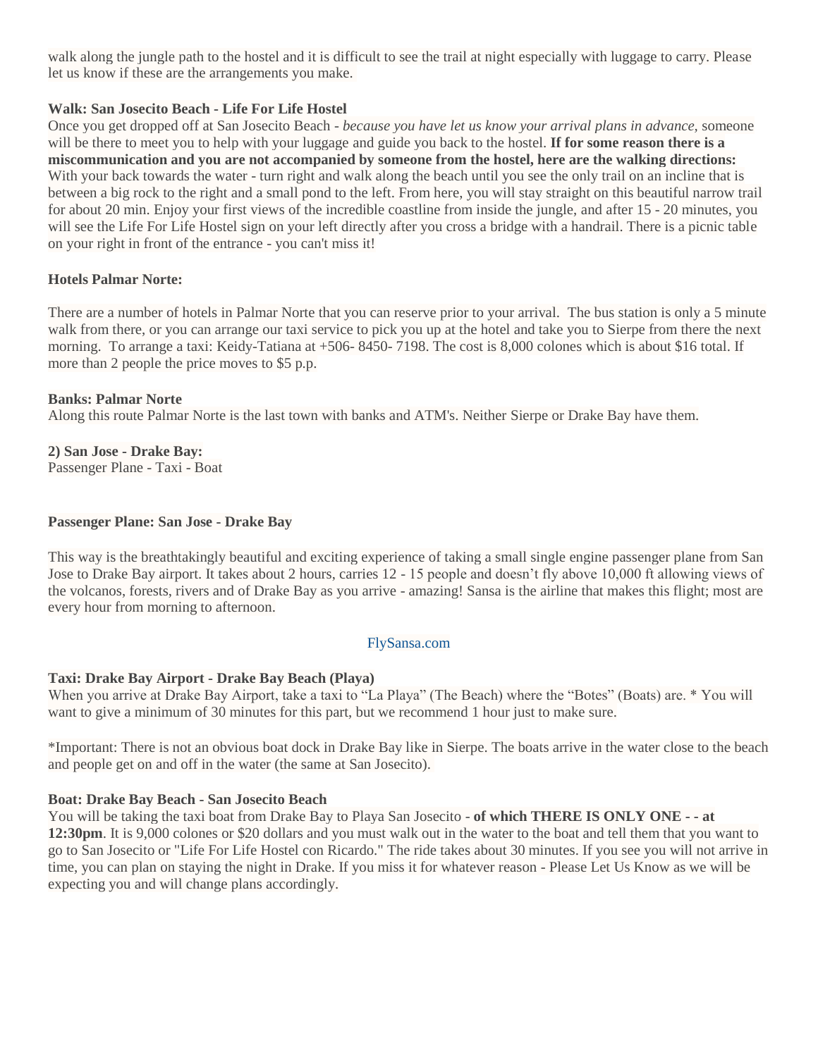walk along the jungle path to the hostel and it is difficult to see the trail at night especially with luggage to carry. Please let us know if these are the arrangements you make.

**Walk: San Josecito Beach - Life For Life Hostel**

Once you get dropped off at San Josecito Beach - *because you have let us know your arrival plans in advance,* someone will be there to meet you to help with your luggage and guide you back to the hostel. **If for some reason there is a miscommunication and you are not accompanied by someone from the hostel, here are the walking directions:** With your back towards the water - turn right and walk along the beach until you see the only trail on an incline that is between a big rock to the right and a small pond to the left. From here, you will stay straight on this beautiful narrow trail for about 20 min. Enjoy your first views of the incredible coastline from inside the jungle, and after 15 - 20 minutes, you will see the Life For Life Hostel sign on your left directly after you cross a bridge with a handrail. There is a picnic table on your right in front of the entrance - you can't miss it!

**Hotels Palmar Norte:**

There are a number of hotels in Palmar Norte that you can reserve prior to your arrival. The bus station is only a 5 minute walk from there, or you can arrange our taxi service to pick you up at the hotel and take you to Sierpe from there the next morning. To arrange a taxi: Keidy-Tatiana at +506- 8450- 7198. The cost is 8,000 colones which is about $16 total. If more than 2 people the price moves to $5 p.p.

**Banks: Palmar Norte**

Along this route Palmar Norte is the last town with banks and ATM's. Neither Sierpe or Drake Bay have them.

**2) San Jose - Drake Bay:**

Passenger Plane - Taxi - Boat

**Passenger Plane: San Jose - Drake Bay**

This way is the breathtakingly beautiful and exciting experience of taking a small single engine passenger plane from San Jose to Drake Bay airport. It takes about 2 hours, carries 12 - 15 people and doesn't fly above 10,000 ft allowing views of the volcanos, forests, rivers and of Drake Bay as you arrive - amazing! Sansa is the airline that makes this flight; most are every hour from morning to afternoon.

FlySansa.com

**Taxi: Drake Bay Airport - Drake Bay Beach (Playa)**

When you arrive at Drake Bay Airport, take a taxi to "La Playa" (The Beach) where the "Botes" (Boats) are. * You will want to give a minimum of 30 minutes for this part, but we recommend 1 hour just to make sure.

*Important: There is not an obvious boat dock in Drake Bay like in Sierpe. The boats arrive in the water close to the beach and people get on and off in the water (the same at San Josecito).

**Boat: Drake Bay Beach - San Josecito Beach**

You will be taking the taxi boat from Drake Bay to Playa San Josecito - **of which THERE IS ONLY ONE - - at 12:30pm**. It is 9,000 colones or $20 dollars and you must walk out in the water to the boat and tell them that you want to go to San Josecito or "Life For Life Hostel con Ricardo." The ride takes about 30 minutes. If you see you will not arrive in time, you can plan on staying the night in Drake. If you miss it for whatever reason - Please Let Us Know as we will be expecting you and will change plans accordingly.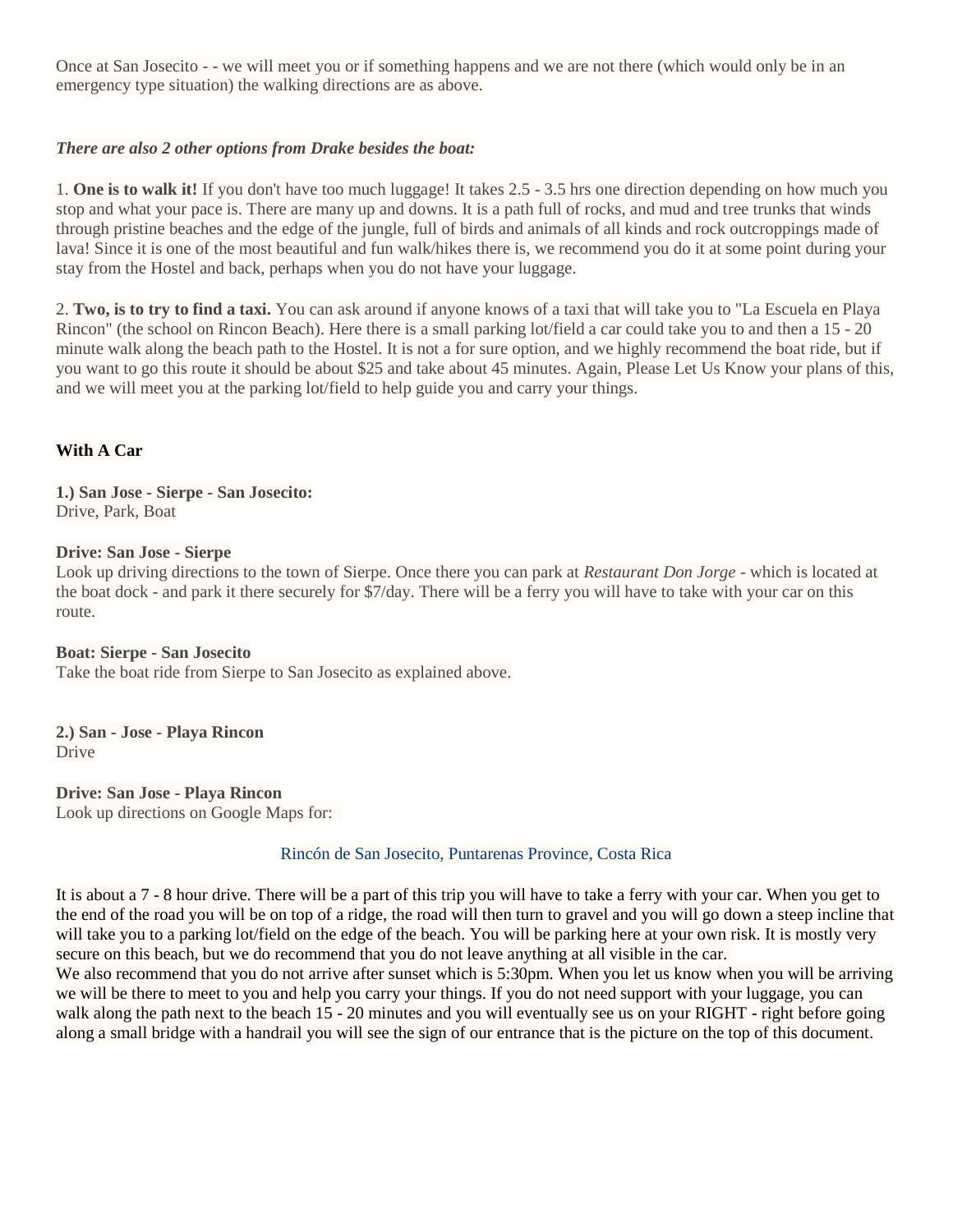Once at San Josecito - - we will meet you or if something happens and we are not there (which would only be in an emergency type situation) the walking directions are as above.

***There are also 2 other options from Drake besides the boat:***

1. **One is to walk it!** If you don't have too much luggage! It takes 2.5 - 3.5 hrs one direction depending on how much you stop and what your pace is. There are many up and downs. It is a path full of rocks, and mud and tree trunks that winds through pristine beaches and the edge of the jungle, full of birds and animals of all kinds and rock outcroppings made of lava! Since it is one of the most beautiful and fun walk/hikes there is, we recommend you do it at some point during your stay from the Hostel and back, perhaps when you do not have your luggage.

2. **Two, is to try to find a taxi.** You can ask around if anyone knows of a taxi that will take you to "La Escuela en Playa Rincon" (the school on Rincon Beach). Here there is a small parking lot/field a car could take you to and then a 15 - 20 minute walk along the beach path to the Hostel. It is not a for sure option, and we highly recommend the boat ride, but if you want to go this route it should be about $25 and take about 45 minutes. Again, Please Let Us Know your plans of this, and we will meet you at the parking lot/field to help guide you and carry your things.

**With A Car**

**1.) San Jose - Sierpe - San Josecito:**
Drive, Park, Boat

**Drive: San Jose - Sierpe**
Look up driving directions to the town of Sierpe. Once there you can park at *Restaurant Don Jorge* - which is located at the boat dock - and park it there securely for $7/day. There will be a ferry you will have to take with your car on this route.

**Boat: Sierpe - San Josecito**
Take the boat ride from Sierpe to San Josecito as explained above.

**2.) San - Jose - Playa Rincon**
Drive

**Drive: San Jose - Playa Rincon**
Look up directions on Google Maps for:

Rincón de San Josecito, Puntarenas Province, Costa Rica

It is about a 7 - 8 hour drive. There will be a part of this trip you will have to take a ferry with your car. When you get to the end of the road you will be on top of a ridge, the road will then turn to gravel and you will go down a steep incline that will take you to a parking lot/field on the edge of the beach. You will be parking here at your own risk. It is mostly very secure on this beach, but we do recommend that you do not leave anything at all visible in the car.
We also recommend that you do not arrive after sunset which is 5:30pm. When you let us know when you will be arriving we will be there to meet to you and help you carry your things. If you do not need support with your luggage, you can walk along the path next to the beach 15 - 20 minutes and you will eventually see us on your RIGHT - right before going along a small bridge with a handrail you will see the sign of our entrance that is the picture on the top of this document.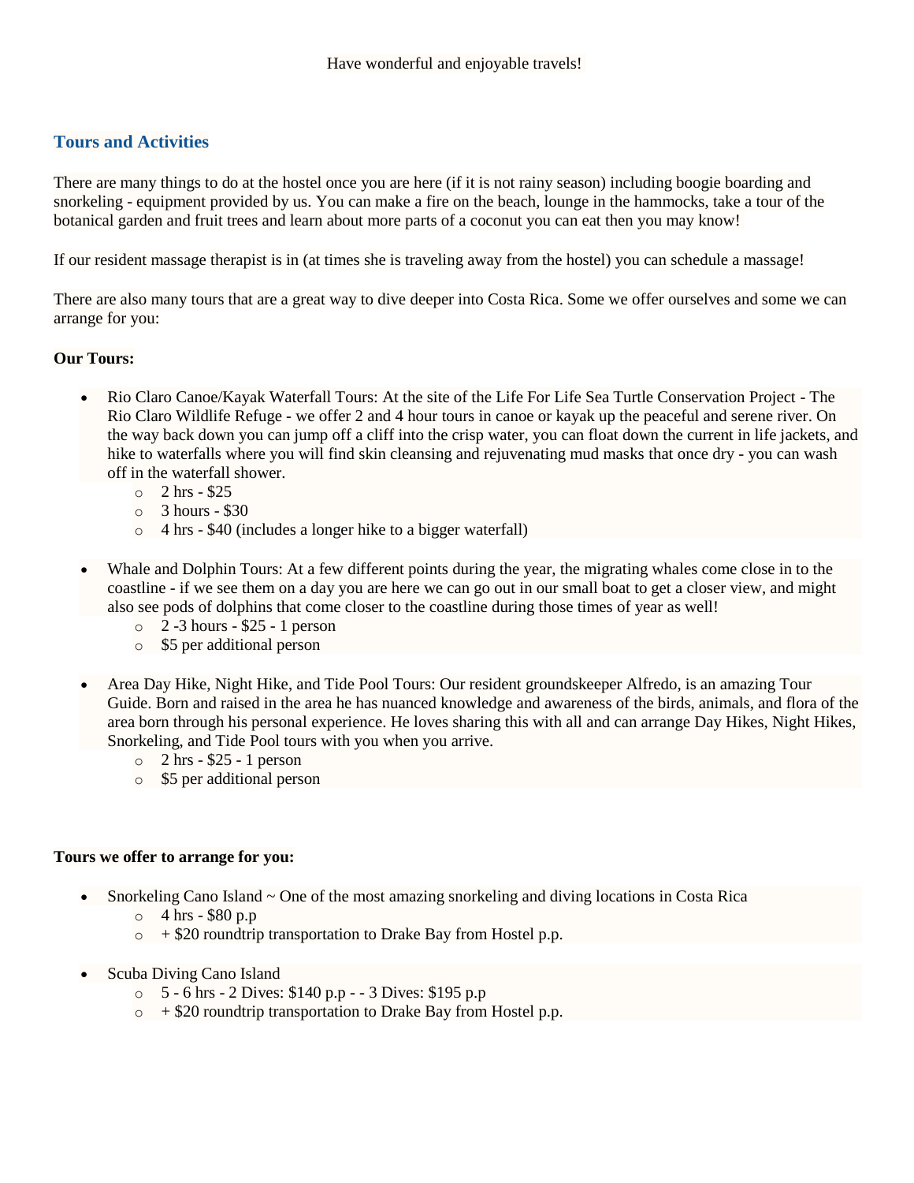Have wonderful and enjoyable travels!

## Tours and Activities

There are many things to do at the hostel once you are here (if it is not rainy season) including boogie boarding and snorkeling - equipment provided by us. You can make a fire on the beach, lounge in the hammocks, take a tour of the botanical garden and fruit trees and learn about more parts of a coconut you can eat then you may know!

If our resident massage therapist is in (at times she is traveling away from the hostel) you can schedule a massage!

There are also many tours that are a great way to dive deeper into Costa Rica. Some we offer ourselves and some we can arrange for you:

**Our Tours:**

- Rio Claro Canoe/Kayak Waterfall Tours: At the site of the Life For Life Sea Turtle Conservation Project - The Rio Claro Wildlife Refuge - we offer 2 and 4 hour tours in canoe or kayak up the peaceful and serene river. On the way back down you can jump off a cliff into the crisp water, you can float down the current in life jackets, and hike to waterfalls where you will find skin cleansing and rejuvenating mud masks that once dry - you can wash off in the waterfall shower.
    - 2 hrs - $25
    - 3 hours - $30
    - 4 hrs - $40 (includes a longer hike to a bigger waterfall)

- Whale and Dolphin Tours: At a few different points during the year, the migrating whales come close in to the coastline - if we see them on a day you are here we can go out in our small boat to get a closer view, and might also see pods of dolphins that come closer to the coastline during those times of year as well!
    - 2 -3 hours - $25 - 1 person
    - $5 per additional person

- Area Day Hike, Night Hike, and Tide Pool Tours: Our resident groundskeeper Alfredo, is an amazing Tour Guide. Born and raised in the area he has nuanced knowledge and awareness of the birds, animals, and flora of the area born through his personal experience. He loves sharing this with all and can arrange Day Hikes, Night Hikes, Snorkeling, and Tide Pool tours with you when you arrive.
    - 2 hrs - $25 - 1 person
    - $5 per additional person

**Tours we offer to arrange for you:**

- Snorkeling Cano Island ~ One of the most amazing snorkeling and diving locations in Costa Rica
    - 4 hrs - $80 p.p
    - + $20 roundtrip transportation to Drake Bay from Hostel p.p.

- Scuba Diving Cano Island
    - 5 - 6 hrs - 2 Dives: $140 p.p - - 3 Dives: $195 p.p
    - + $20 roundtrip transportation to Drake Bay from Hostel p.p.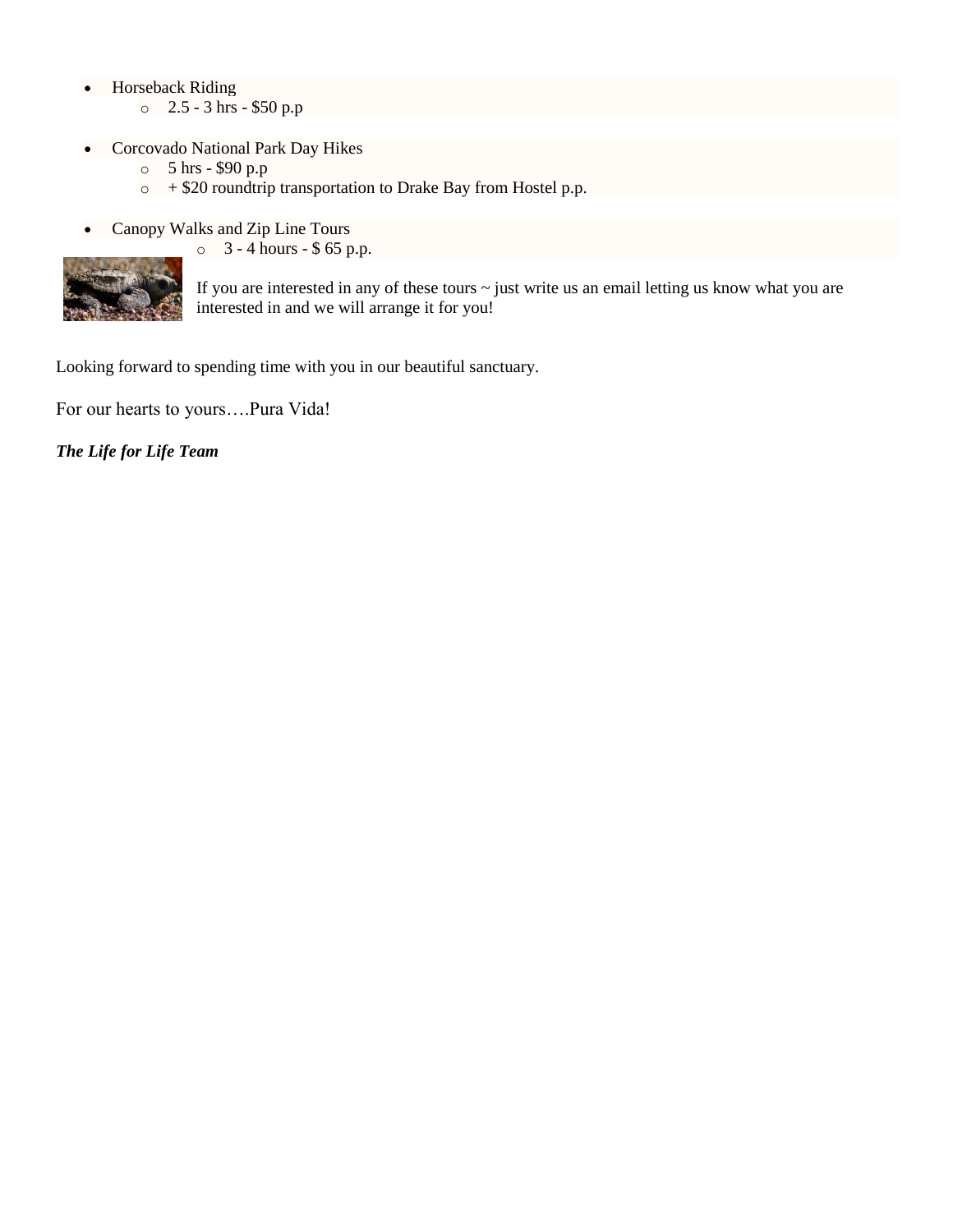- Horseback Riding
  - 2.5 - 3 hrs - $50 p.p

- Corcovado National Park Day Hikes
  - 5 hrs - $90 p.p
  - + $20 roundtrip transportation to Drake Bay from Hostel p.p.

- Canopy Walks and Zip Line Tours
  - 3 - 4 hours - $ 65 p.p.

If you are interested in any of these tours ~ just write us an email letting us know what you are interested in and we will arrange it for you!

Looking forward to spending time with you in our beautiful sanctuary.

For our hearts to yours….Pura Vida!

***The Life for Life Team***